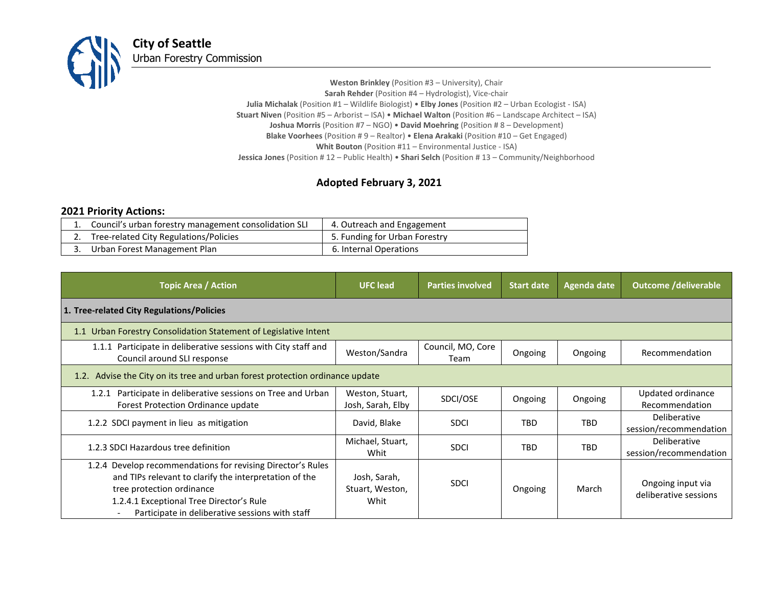# City of Seattle
Urban Forestry Commission

**Weston Brinkley** (Position #3 – University), Chair
**Sarah Rehder** (Position #4 – Hydrologist), Vice-chair
**Julia Michalak** (Position #1 – Wildlife Biologist) • **Elby Jones** (Position #2 – Urban Ecologist - ISA)
**Stuart Niven** (Position #5 – Arborist – ISA) • **Michael Walton** (Position #6 – Landscape Architect – ISA)
**Joshua Morris** (Position #7 – NGO) • **David Moehring** (Position # 8 – Development)
**Blake Voorhees** (Position # 9 – Realtor) • **Elena Arakaki** (Position #10 – Get Engaged)
**Whit Bouton** (Position #11 – Environmental Justice - ISA)
**Jessica Jones** (Position # 12 – Public Health) • **Shari Selch** (Position # 13 – Community/Neighborhood

## Adopted February 3, 2021

### 2021 Priority Actions:

| | |
|---|---|
| 1. Council's urban forestry management consolidation SLI | 4. Outreach and Engagement |
| 2. Tree-related City Regulations/Policies | 5. Funding for Urban Forestry |
| 3. Urban Forest Management Plan | 6. Internal Operations |

| Topic Area / Action | UFC lead | Parties involved | Start date | Agenda date | Outcome /deliverable |
|---|---|---|---|---|---|
| **1. Tree-related City Regulations/Policies** | | | | | |
| 1.1 Urban Forestry Consolidation Statement of Legislative Intent | | | | | |
| 1.1.1 Participate in deliberative sessions with City staff and Council around SLI response | Weston/Sandra | Council, MO, Core Team | Ongoing | Ongoing | Recommendation |
| 1.2. Advise the City on its tree and urban forest protection ordinance update | | | | | |
| 1.2.1 Participate in deliberative sessions on Tree and Urban Forest Protection Ordinance update | Weston, Stuart, Josh, Sarah, Elby | SDCI/OSE | Ongoing | Ongoing | Updated ordinance Recommendation |
| 1.2.2 SDCI payment in lieu as mitigation | David, Blake | SDCI | TBD | TBD | Deliberative session/recommendation |
| 1.2.3 SDCI Hazardous tree definition | Michael, Stuart, Whit | SDCI | TBD | TBD | Deliberative session/recommendation |
| 1.2.4 Develop recommendations for revising Director's Rules and TIPs relevant to clarify the interpretation of the tree protection ordinance<br>1.2.4.1 Exceptional Tree Director's Rule<br>- Participate in deliberative sessions with staff | Josh, Sarah, Stuart, Weston, Whit | SDCI | Ongoing | March | Ongoing input via deliberative sessions |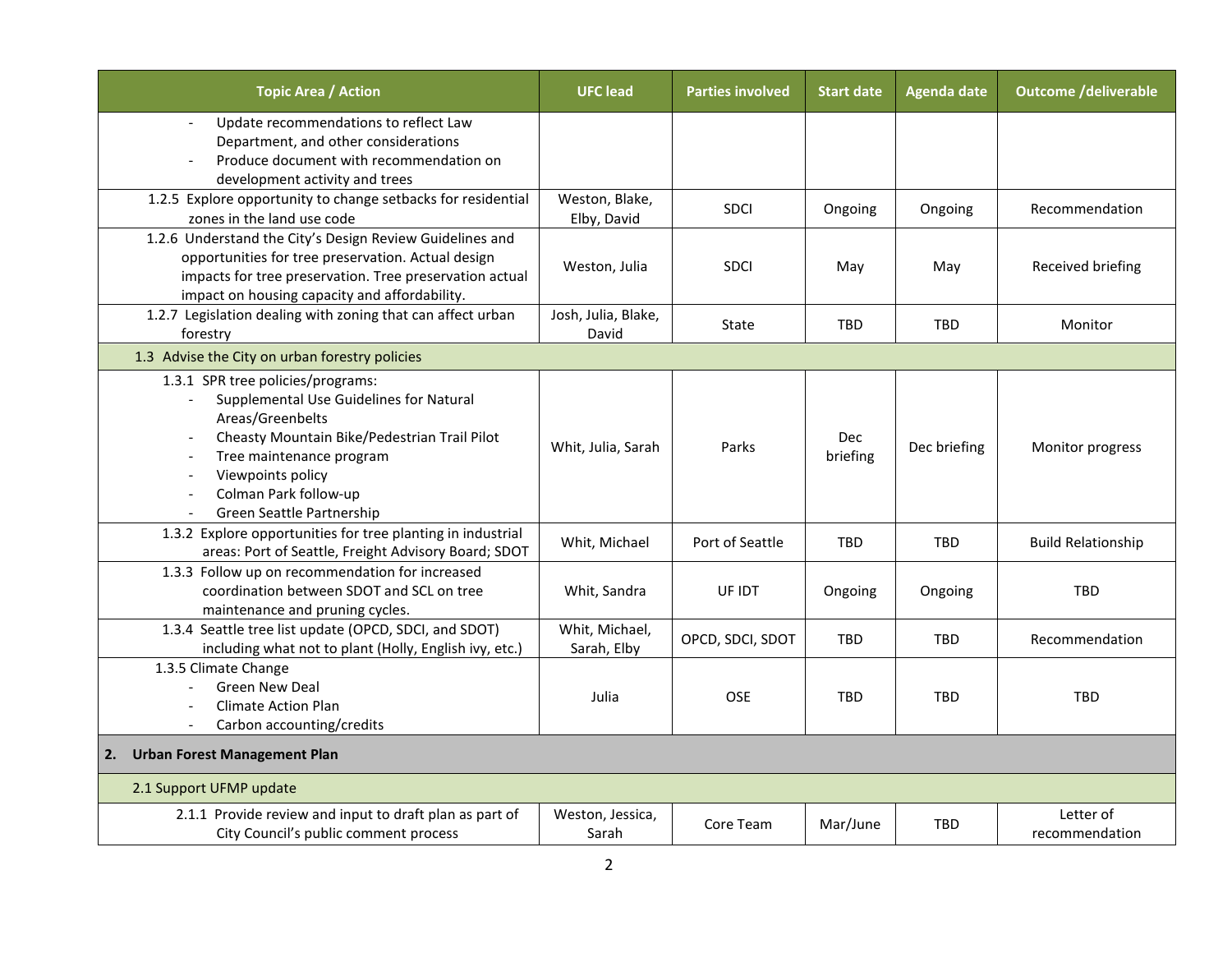| Topic Area / Action | UFC lead | Parties involved | Start date | Agenda date | Outcome /deliverable |
|---|---|---|---|---|---|
| - Update recommendations to reflect Law Department, and other considerations<br>- Produce document with recommendation on development activity and trees | | | | | |
| 1.2.5 Explore opportunity to change setbacks for residential zones in the land use code | Weston, Blake, Elby, David | SDCI | Ongoing | Ongoing | Recommendation |
| 1.2.6 Understand the City's Design Review Guidelines and opportunities for tree preservation. Actual design impacts for tree preservation. Tree preservation actual impact on housing capacity and affordability. | Weston, Julia | SDCI | May | May | Received briefing |
| 1.2.7 Legislation dealing with zoning that can affect urban forestry | Josh, Julia, Blake, David | State | TBD | TBD | Monitor |
| 1.3 Advise the City on urban forestry policies | | | | | |
| 1.3.1 SPR tree policies/programs:<br>- Supplemental Use Guidelines for Natural Areas/Greenbelts<br>- Cheasty Mountain Bike/Pedestrian Trail Pilot<br>- Tree maintenance program<br>- Viewpoints policy<br>- Colman Park follow-up<br>- Green Seattle Partnership | Whit, Julia, Sarah | Parks | Dec briefing | Dec briefing | Monitor progress |
| 1.3.2 Explore opportunities for tree planting in industrial areas: Port of Seattle, Freight Advisory Board; SDOT | Whit, Michael | Port of Seattle | TBD | TBD | Build Relationship |
| 1.3.3 Follow up on recommendation for increased coordination between SDOT and SCL on tree maintenance and pruning cycles. | Whit, Sandra | UF IDT | Ongoing | Ongoing | TBD |
| 1.3.4 Seattle tree list update (OPCD, SDCI, and SDOT) including what not to plant (Holly, English ivy, etc.) | Whit, Michael, Sarah, Elby | OPCD, SDCI, SDOT | TBD | TBD | Recommendation |
| 1.3.5 Climate Change<br>- Green New Deal<br>- Climate Action Plan<br>- Carbon accounting/credits | Julia | OSE | TBD | TBD | TBD |
| **2. Urban Forest Management Plan** | | | | | |
| 2.1 Support UFMP update | | | | | |
| 2.1.1 Provide review and input to draft plan as part of City Council's public comment process | Weston, Jessica, Sarah | Core Team | Mar/June | TBD | Letter of recommendation |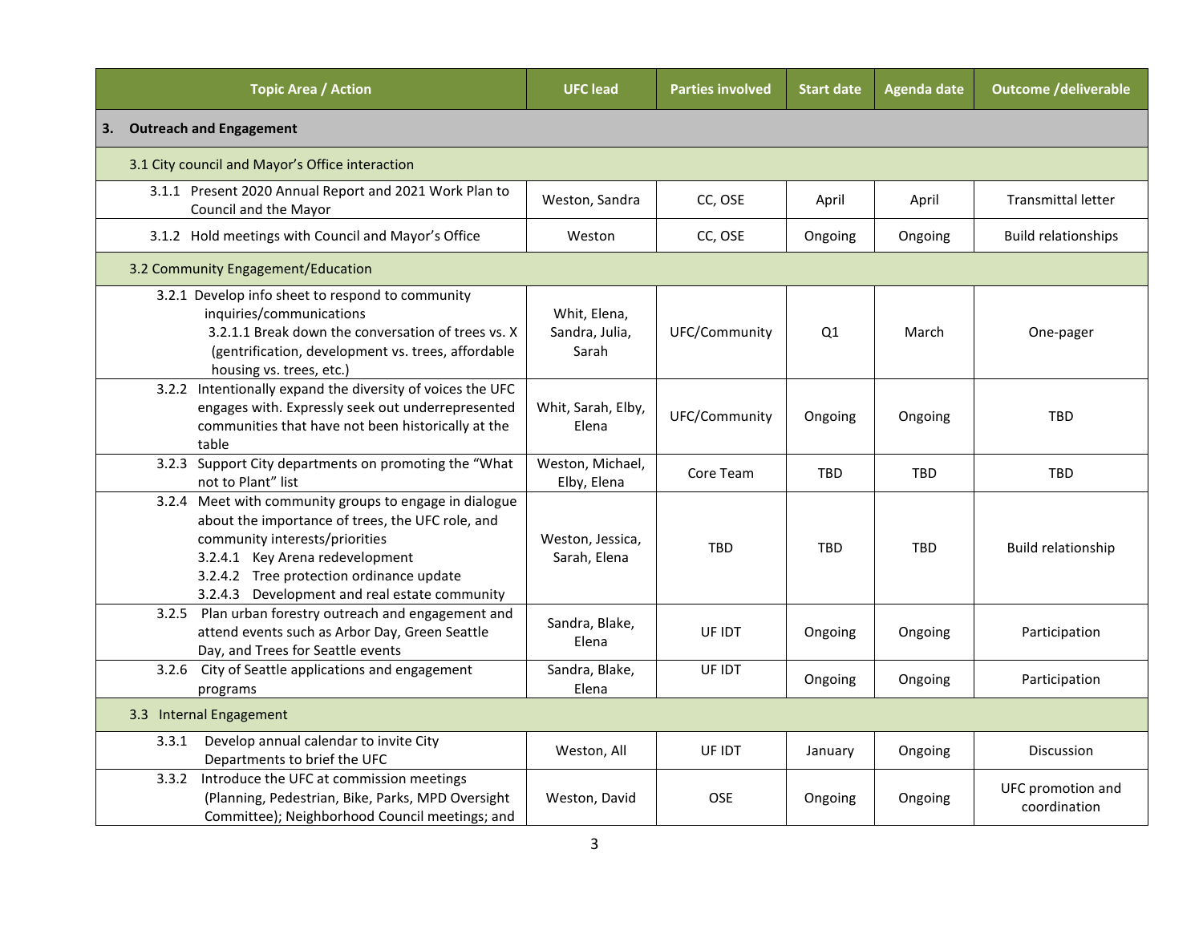| Topic Area / Action | UFC lead | Parties involved | Start date | Agenda date | Outcome /deliverable |
|---|---|---|---|---|---|
| **3. Outreach and Engagement** | | | | | |
| 3.1 City council and Mayor's Office interaction | | | | | |
| 3.1.1 Present 2020 Annual Report and 2021 Work Plan to Council and the Mayor | Weston, Sandra | CC, OSE | April | April | Transmittal letter |
| 3.1.2 Hold meetings with Council and Mayor's Office | Weston | CC, OSE | Ongoing | Ongoing | Build relationships |
| 3.2 Community Engagement/Education | | | | | |
| 3.2.1 Develop info sheet to respond to community inquiries/communications<br>3.2.1.1 Break down the conversation of trees vs. X (gentrification, development vs. trees, affordable housing vs. trees, etc.) | Whit, Elena, Sandra, Julia, Sarah | UFC/Community | Q1 | March | One-pager |
| 3.2.2 Intentionally expand the diversity of voices the UFC engages with. Expressly seek out underrepresented communities that have not been historically at the table | Whit, Sarah, Elby, Elena | UFC/Community | Ongoing | Ongoing | TBD |
| 3.2.3 Support City departments on promoting the "What not to Plant" list | Weston, Michael, Elby, Elena | Core Team | TBD | TBD | TBD |
| 3.2.4 Meet with community groups to engage in dialogue about the importance of trees, the UFC role, and community interests/priorities<br>3.2.4.1 Key Arena redevelopment<br>3.2.4.2 Tree protection ordinance update<br>3.2.4.3 Development and real estate community | Weston, Jessica, Sarah, Elena | TBD | TBD | TBD | Build relationship |
| 3.2.5 Plan urban forestry outreach and engagement and attend events such as Arbor Day, Green Seattle Day, and Trees for Seattle events | Sandra, Blake, Elena | UF IDT | Ongoing | Ongoing | Participation |
| 3.2.6 City of Seattle applications and engagement programs | Sandra, Blake, Elena | UF IDT | Ongoing | Ongoing | Participation |
| 3.3 Internal Engagement | | | | | |
| 3.3.1 Develop annual calendar to invite City Departments to brief the UFC | Weston, All | UF IDT | January | Ongoing | Discussion |
| 3.3.2 Introduce the UFC at commission meetings (Planning, Pedestrian, Bike, Parks, MPD Oversight Committee); Neighborhood Council meetings; and | Weston, David | OSE | Ongoing | Ongoing | UFC promotion and coordination |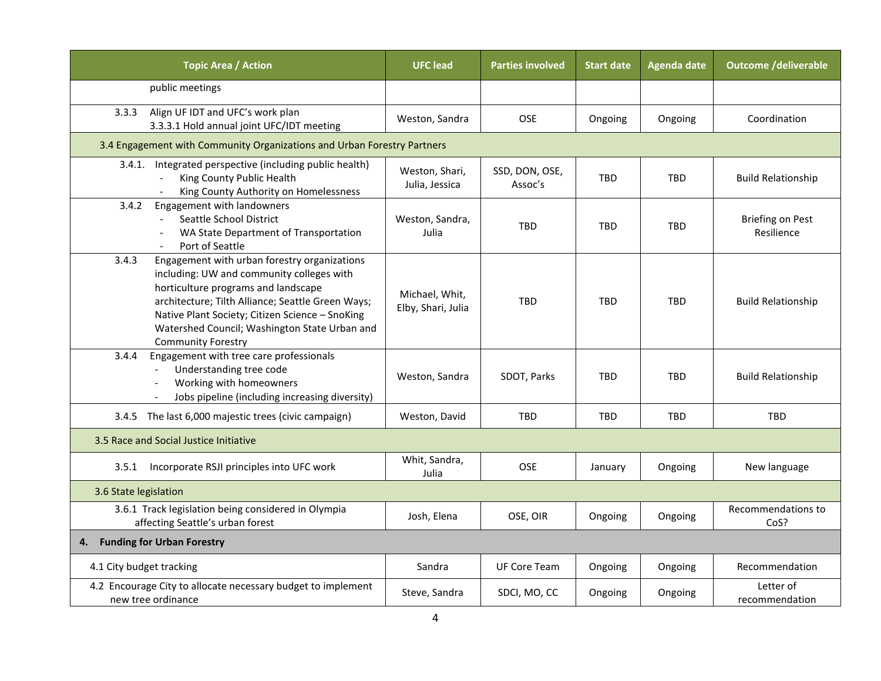| Topic Area / Action | UFC lead | Parties involved | Start date | Agenda date | Outcome /deliverable |
|---|---|---|---|---|---|
| public meetings | | | | | |
| 3.3.3 Align UF IDT and UFC's work plan<br>3.3.3.1 Hold annual joint UFC/IDT meeting | Weston, Sandra | OSE | Ongoing | Ongoing | Coordination |
| 3.4 Engagement with Community Organizations and Urban Forestry Partners | | | | | |
| 3.4.1. Integrated perspective (including public health)<br>- King County Public Health<br>- King County Authority on Homelessness | Weston, Shari, Julia, Jessica | SSD, DON, OSE, Assoc's | TBD | TBD | Build Relationship |
| 3.4.2 Engagement with landowners<br>- Seattle School District<br>- WA State Department of Transportation<br>- Port of Seattle | Weston, Sandra, Julia | TBD | TBD | TBD | Briefing on Pest Resilience |
| 3.4.3 Engagement with urban forestry organizations including: UW and community colleges with horticulture programs and landscape architecture; Tilth Alliance; Seattle Green Ways; Native Plant Society; Citizen Science – SnoKing Watershed Council; Washington State Urban and Community Forestry | Michael, Whit, Elby, Shari, Julia | TBD | TBD | TBD | Build Relationship |
| 3.4.4 Engagement with tree care professionals<br>- Understanding tree code<br>- Working with homeowners<br>- Jobs pipeline (including increasing diversity) | Weston, Sandra | SDOT, Parks | TBD | TBD | Build Relationship |
| 3.4.5 The last 6,000 majestic trees (civic campaign) | Weston, David | TBD | TBD | TBD | TBD |
| 3.5 Race and Social Justice Initiative | | | | | |
| 3.5.1 Incorporate RSJI principles into UFC work | Whit, Sandra, Julia | OSE | January | Ongoing | New language |
| 3.6 State legislation | | | | | |
| 3.6.1 Track legislation being considered in Olympia affecting Seattle's urban forest | Josh, Elena | OSE, OIR | Ongoing | Ongoing | Recommendations to CoS? |
| **4. Funding for Urban Forestry** | | | | | |
| 4.1 City budget tracking | Sandra | UF Core Team | Ongoing | Ongoing | Recommendation |
| 4.2 Encourage City to allocate necessary budget to implement new tree ordinance | Steve, Sandra | SDCI, MO, CC | Ongoing | Ongoing | Letter of recommendation |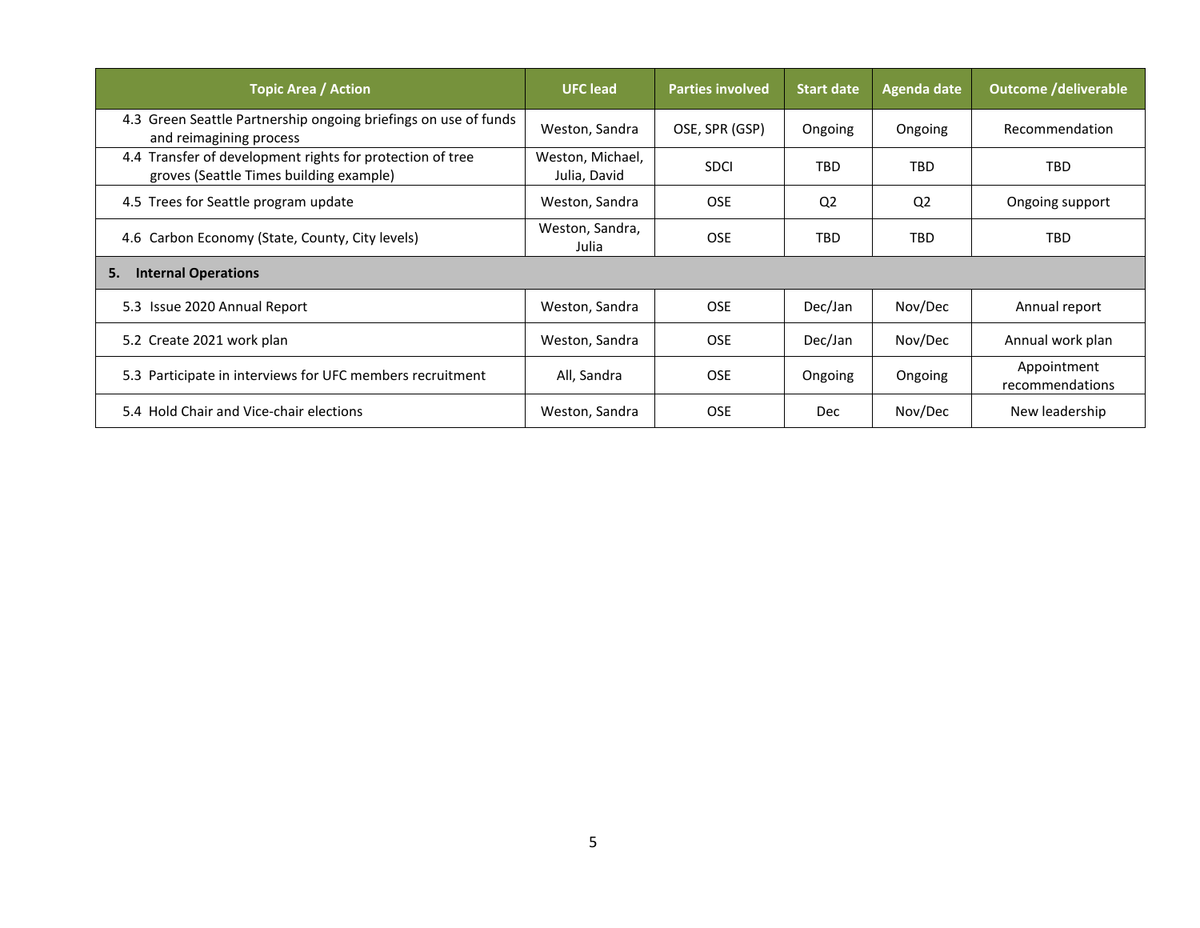| Topic Area / Action | UFC lead | Parties involved | Start date | Agenda date | Outcome /deliverable |
|---|---|---|---|---|---|
| 4.3 Green Seattle Partnership ongoing briefings on use of funds and reimagining process | Weston, Sandra | OSE, SPR (GSP) | Ongoing | Ongoing | Recommendation |
| 4.4 Transfer of development rights for protection of tree groves (Seattle Times building example) | Weston, Michael, Julia, David | SDCI | TBD | TBD | TBD |
| 4.5 Trees for Seattle program update | Weston, Sandra | OSE | Q2 | Q2 | Ongoing support |
| 4.6 Carbon Economy (State, County, City levels) | Weston, Sandra, Julia | OSE | TBD | TBD | TBD |
| **5. Internal Operations** | | | | | |
| 5.3 Issue 2020 Annual Report | Weston, Sandra | OSE | Dec/Jan | Nov/Dec | Annual report |
| 5.2 Create 2021 work plan | Weston, Sandra | OSE | Dec/Jan | Nov/Dec | Annual work plan |
| 5.3 Participate in interviews for UFC members recruitment | All, Sandra | OSE | Ongoing | Ongoing | Appointment recommendations |
| 5.4 Hold Chair and Vice-chair elections | Weston, Sandra | OSE | Dec | Nov/Dec | New leadership |